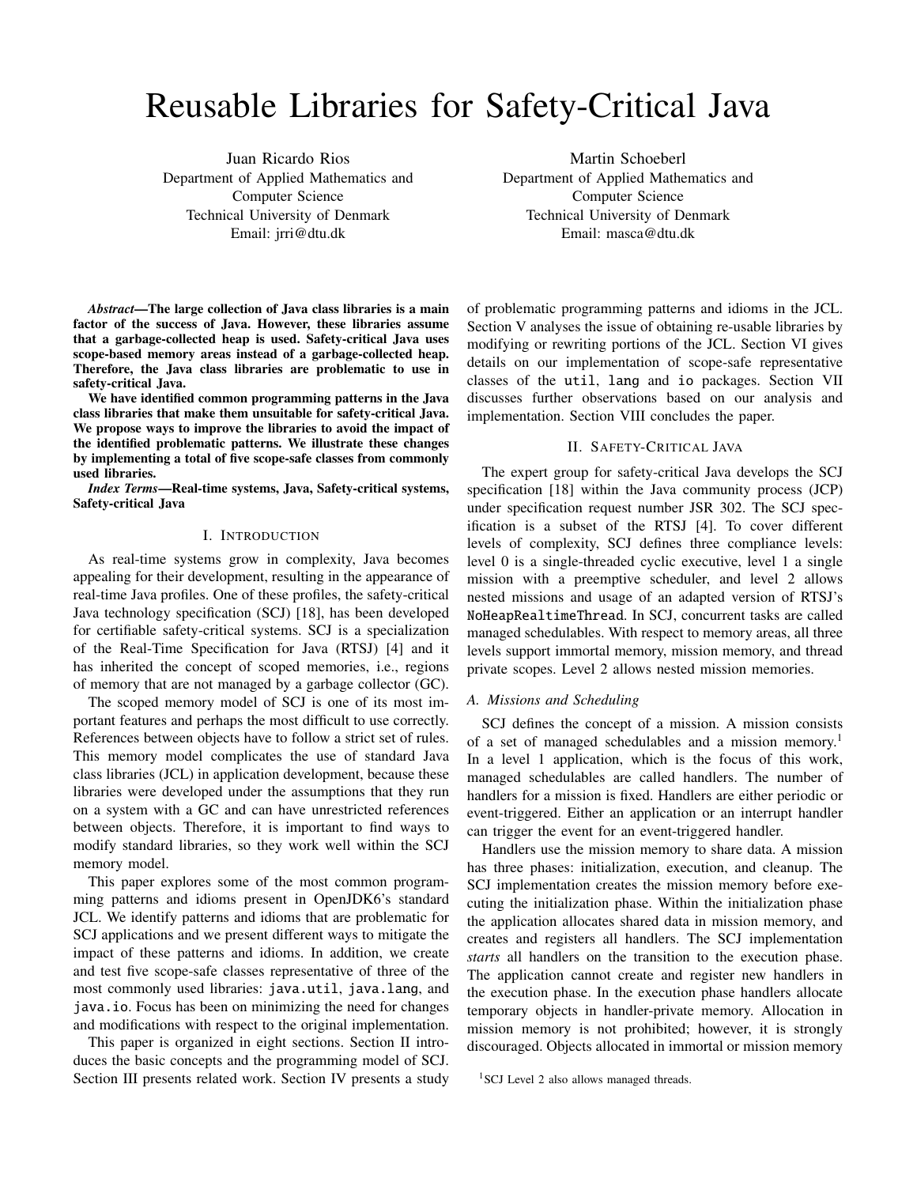# Reusable Libraries for Safety-Critical Java

Juan Ricardo Rios
Department of Applied Mathematics and Computer Science
Technical University of Denmark
Email: jrri@dtu.dk

Martin Schoeberl
Department of Applied Mathematics and Computer Science
Technical University of Denmark
Email: masca@dtu.dk

***Abstract*—The large collection of Java class libraries is a main factor of the success of Java. However, these libraries assume that a garbage-collected heap is used. Safety-critical Java uses scope-based memory areas instead of a garbage-collected heap. Therefore, the Java class libraries are problematic to use in safety-critical Java.**

**We have identified common programming patterns in the Java class libraries that make them unsuitable for safety-critical Java. We propose ways to improve the libraries to avoid the impact of the identified problematic patterns. We illustrate these changes by implementing a total of five scope-safe classes from commonly used libraries.**

***Index Terms*—Real-time systems, Java, Safety-critical systems, Safety-critical Java**

## I. Introduction

As real-time systems grow in complexity, Java becomes appealing for their development, resulting in the appearance of real-time Java profiles. One of these profiles, the safety-critical Java technology specification (SCJ) [18], has been developed for certifiable safety-critical systems. SCJ is a specialization of the Real-Time Specification for Java (RTSJ) [4] and it has inherited the concept of scoped memories, i.e., regions of memory that are not managed by a garbage collector (GC).

The scoped memory model of SCJ is one of its most important features and perhaps the most difficult to use correctly. References between objects have to follow a strict set of rules. This memory model complicates the use of standard Java class libraries (JCL) in application development, because these libraries were developed under the assumptions that they run on a system with a GC and can have unrestricted references between objects. Therefore, it is important to find ways to modify standard libraries, so they work well within the SCJ memory model.

This paper explores some of the most common programming patterns and idioms present in OpenJDK6's standard JCL. We identify patterns and idioms that are problematic for SCJ applications and we present different ways to mitigate the impact of these patterns and idioms. In addition, we create and test five scope-safe classes representative of three of the most commonly used libraries: `java.util`, `java.lang`, and `java.io`. Focus has been on minimizing the need for changes and modifications with respect to the original implementation.

This paper is organized in eight sections. Section II introduces the basic concepts and the programming model of SCJ. Section III presents related work. Section IV presents a study of problematic programming patterns and idioms in the JCL. Section V analyses the issue of obtaining re-usable libraries by modifying or rewriting portions of the JCL. Section VI gives details on our implementation of scope-safe representative classes of the `util`, `lang` and `io` packages. Section VII discusses further observations based on our analysis and implementation. Section VIII concludes the paper.

## II. Safety-Critical Java

The expert group for safety-critical Java develops the SCJ specification [18] within the Java community process (JCP) under specification request number JSR 302. The SCJ specification is a subset of the RTSJ [4]. To cover different levels of complexity, SCJ defines three compliance levels: level 0 is a single-threaded cyclic executive, level 1 a single mission with a preemptive scheduler, and level 2 allows nested missions and usage of an adapted version of RTSJ's `NoHeapRealtimeThread`. In SCJ, concurrent tasks are called managed schedulables. With respect to memory areas, all three levels support immortal memory, mission memory, and thread private scopes. Level 2 allows nested mission memories.

### A. Missions and Scheduling

SCJ defines the concept of a mission. A mission consists of a set of managed schedulables and a mission memory.[1] In a level 1 application, which is the focus of this work, managed schedulables are called handlers. The number of handlers for a mission is fixed. Handlers are either periodic or event-triggered. Either an application or an interrupt handler can trigger the event for an event-triggered handler.

Handlers use the mission memory to share data. A mission has three phases: initialization, execution, and cleanup. The SCJ implementation creates the mission memory before executing the initialization phase. Within the initialization phase the application allocates shared data in mission memory, and creates and registers all handlers. The SCJ implementation *starts* all handlers on the transition to the execution phase. The application cannot create and register new handlers in the execution phase. In the execution phase handlers allocate temporary objects in handler-private memory. Allocation in mission memory is not prohibited; however, it is strongly discouraged. Objects allocated in immortal or mission memory

[1] SCJ Level 2 also allows managed threads.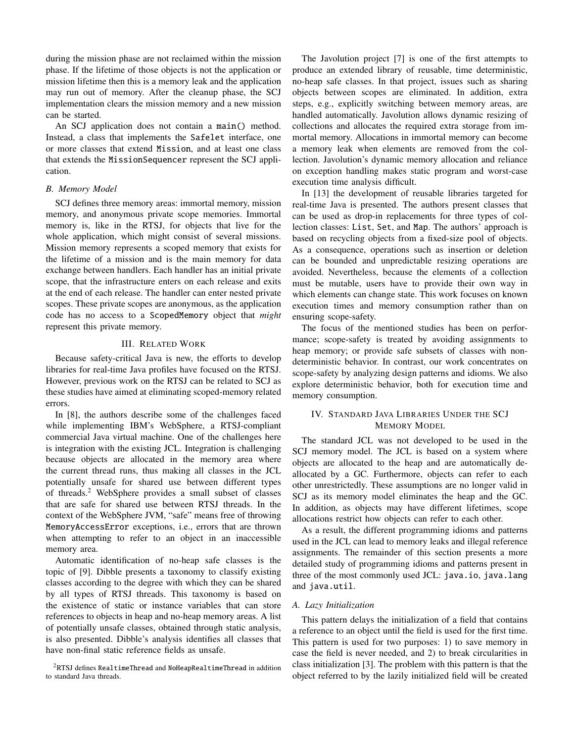during the mission phase are not reclaimed within the mission phase. If the lifetime of those objects is not the application or mission lifetime then this is a memory leak and the application may run out of memory. After the cleanup phase, the SCJ implementation clears the mission memory and a new mission can be started.

An SCJ application does not contain a `main()` method. Instead, a class that implements the `Safelet` interface, one or more classes that extend `Mission`, and at least one class that extends the `MissionSequencer` represent the SCJ application.

### B. Memory Model

SCJ defines three memory areas: immortal memory, mission memory, and anonymous private scope memories. Immortal memory is, like in the RTSJ, for objects that live for the whole application, which might consist of several missions. Mission memory represents a scoped memory that exists for the lifetime of a mission and is the main memory for data exchange between handlers. Each handler has an initial private scope, that the infrastructure enters on each release and exits at the end of each release. The handler can enter nested private scopes. These private scopes are anonymous, as the application code has no access to a `ScopedMemory` object that *might* represent this private memory.

## III. Related Work

Because safety-critical Java is new, the efforts to develop libraries for real-time Java profiles have focused on the RTSJ. However, previous work on the RTSJ can be related to SCJ as these studies have aimed at eliminating scoped-memory related errors.

In [8], the authors describe some of the challenges faced while implementing IBM's WebSphere, a RTSJ-compliant commercial Java virtual machine. One of the challenges here is integration with the existing JCL. Integration is challenging because objects are allocated in the memory area where the current thread runs, thus making all classes in the JCL potentially unsafe for shared use between different types of threads.[2] WebSphere provides a small subset of classes that are safe for shared use between RTSJ threads. In the context of the WebSphere JVM, "safe" means free of throwing `MemoryAccessError` exceptions, i.e., errors that are thrown when attempting to refer to an object in an inaccessible memory area.

Automatic identification of no-heap safe classes is the topic of [9]. Dibble presents a taxonomy to classify existing classes according to the degree with which they can be shared by all types of RTSJ threads. This taxonomy is based on the existence of static or instance variables that can store references to objects in heap and no-heap memory areas. A list of potentially unsafe classes, obtained through static analysis, is also presented. Dibble's analysis identifies all classes that have non-final static reference fields as unsafe.

[2] RTSJ defines `RealtimeThread` and `NoHeapRealtimeThread` in addition to standard Java threads.

The Javolution project [7] is one of the first attempts to produce an extended library of reusable, time deterministic, no-heap safe classes. In that project, issues such as sharing objects between scopes are eliminated. In addition, extra steps, e.g., explicitly switching between memory areas, are handled automatically. Javolution allows dynamic resizing of collections and allocates the required extra storage from immortal memory. Allocations in immortal memory can become a memory leak when elements are removed from the collection. Javolution's dynamic memory allocation and reliance on exception handling makes static program and worst-case execution time analysis difficult.

In [13] the development of reusable libraries targeted for real-time Java is presented. The authors present classes that can be used as drop-in replacements for three types of collection classes: `List`, `Set`, and `Map`. The authors' approach is based on recycling objects from a fixed-size pool of objects. As a consequence, operations such as insertion or deletion can be bounded and unpredictable resizing operations are avoided. Nevertheless, because the elements of a collection must be mutable, users have to provide their own way in which elements can change state. This work focuses on known execution times and memory consumption rather than on ensuring scope-safety.

The focus of the mentioned studies has been on performance; scope-safety is treated by avoiding assignments to heap memory; or provide safe subsets of classes with non-deterministic behavior. In contrast, our work concentrates on scope-safety by analyzing design patterns and idioms. We also explore deterministic behavior, both for execution time and memory consumption.

## IV. Standard Java Libraries Under the SCJ Memory Model

The standard JCL was not developed to be used in the SCJ memory model. The JCL is based on a system where objects are allocated to the heap and are automatically de-allocated by a GC. Furthermore, objects can refer to each other unrestrictedly. These assumptions are no longer valid in SCJ as its memory model eliminates the heap and the GC. In addition, as objects may have different lifetimes, scope allocations restrict how objects can refer to each other.

As a result, the different programming idioms and patterns used in the JCL can lead to memory leaks and illegal reference assignments. The remainder of this section presents a more detailed study of programming idioms and patterns present in three of the most commonly used JCL: `java.io`, `java.lang` and `java.util`.

### A. Lazy Initialization

This pattern delays the initialization of a field that contains a reference to an object until the field is used for the first time. This pattern is used for two purposes: 1) to save memory in case the field is never needed, and 2) to break circularities in class initialization [3]. The problem with this pattern is that the object referred to by the lazily initialized field will be created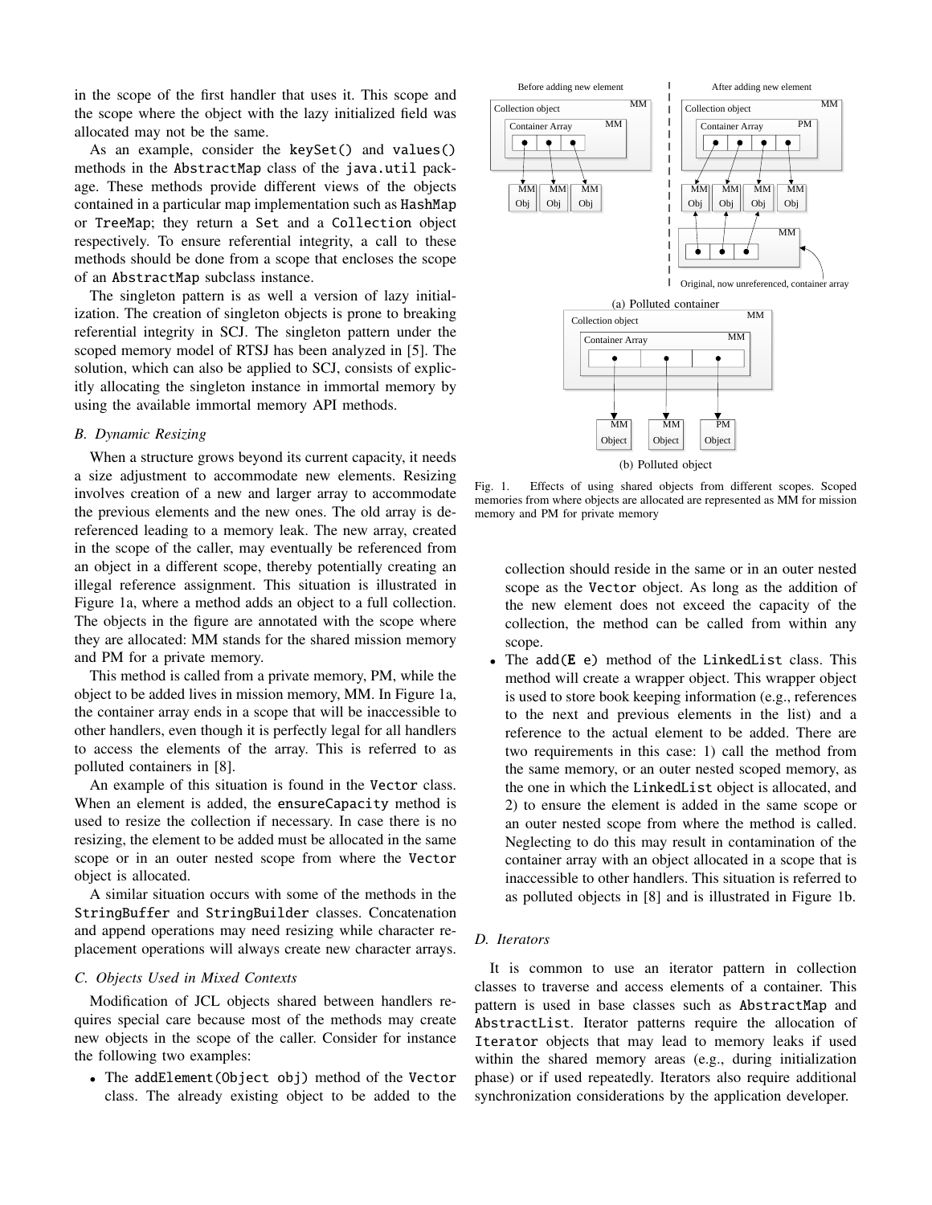in the scope of the first handler that uses it. This scope and the scope where the object with the lazy initialized field was allocated may not be the same.

As an example, consider the `keySet()` and `values()` methods in the `AbstractMap` class of the `java.util` package. These methods provide different views of the objects contained in a particular map implementation such as `HashMap` or `TreeMap`; they return a `Set` and a `Collection` object respectively. To ensure referential integrity, a call to these methods should be done from a scope that encloses the scope of an `AbstractMap` subclass instance.

The singleton pattern is as well a version of lazy initialization. The creation of singleton objects is prone to breaking referential integrity in SCJ. The singleton pattern under the scoped memory model of RTSJ has been analyzed in [5]. The solution, which can also be applied to SCJ, consists of explicitly allocating the singleton instance in immortal memory by using the available immortal memory API methods.

### B. Dynamic Resizing

When a structure grows beyond its current capacity, it needs a size adjustment to accommodate new elements. Resizing involves creation of a new and larger array to accommodate the previous elements and the new ones. The old array is dereferenced leading to a memory leak. The new array, created in the scope of the caller, may eventually be referenced from an object in a different scope, thereby potentially creating an illegal reference assignment. This situation is illustrated in Figure 1a, where a method adds an object to a full collection. The objects in the figure are annotated with the scope where they are allocated: MM stands for the shared mission memory and PM for a private memory.

This method is called from a private memory, PM, while the object to be added lives in mission memory, MM. In Figure 1a, the container array ends in a scope that will be inaccessible to other handlers, even though it is perfectly legal for all handlers to access the elements of the array. This is referred to as polluted containers in [8].

An example of this situation is found in the `Vector` class. When an element is added, the `ensureCapacity` method is used to resize the collection if necessary. In case there is no resizing, the element to be added must be allocated in the same scope or in an outer nested scope from where the `Vector` object is allocated.

A similar situation occurs with some of the methods in the `StringBuffer` and `StringBuilder` classes. Concatenation and append operations may need resizing while character replacement operations will always create new character arrays.

### C. Objects Used in Mixed Contexts

Modification of JCL objects shared between handlers requires special care because most of the methods may create new objects in the scope of the caller. Consider for instance the following two examples:

- The `addElement(Object obj)` method of the `Vector` class. The already existing object to be added to the collection should reside in the same or in an outer nested scope as the `Vector` object. As long as the addition of the new element does not exceed the capacity of the collection, the method can be called from within any scope.
- The `add(E e)` method of the `LinkedList` class. This method will create a wrapper object. This wrapper object is used to store book keeping information (e.g., references to the next and previous elements in the list) and a reference to the actual element to be added. There are two requirements in this case: 1) call the method from the same memory, or an outer nested scoped memory, as the one in which the `LinkedList` object is allocated, and 2) to ensure the element is added in the same scope or an outer nested scope from where the method is called. Neglecting to do this may result in contamination of the container array with an object allocated in a scope that is inaccessible to other handlers. This situation is referred to as polluted objects in [8] and is illustrated in Figure 1b.

(a) Polluted container

(b) Polluted object

Fig. 1. Effects of using shared objects from different scopes. Scoped memories from where objects are allocated are represented as MM for mission memory and PM for private memory

### D. Iterators

It is common to use an iterator pattern in collection classes to traverse and access elements of a container. This pattern is used in base classes such as `AbstractMap` and `AbstractList`. Iterator patterns require the allocation of `Iterator` objects that may lead to memory leaks if used within the shared memory areas (e.g., during initialization phase) or if used repeatedly. Iterators also require additional synchronization considerations by the application developer.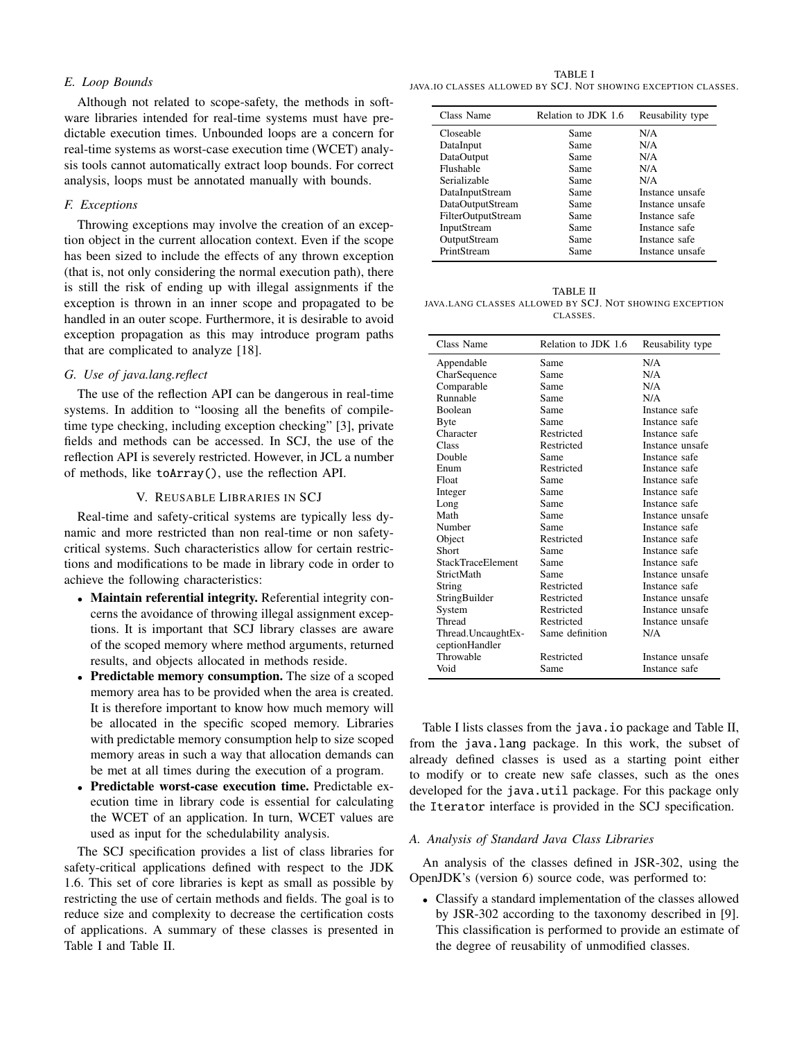### E. Loop Bounds

Although not related to scope-safety, the methods in software libraries intended for real-time systems must have predictable execution times. Unbounded loops are a concern for real-time systems as worst-case execution time (WCET) analysis tools cannot automatically extract loop bounds. For correct analysis, loops must be annotated manually with bounds.

### F. Exceptions

Throwing exceptions may involve the creation of an exception object in the current allocation context. Even if the scope has been sized to include the effects of any thrown exception (that is, not only considering the normal execution path), there is still the risk of ending up with illegal assignments if the exception is thrown in an inner scope and propagated to be handled in an outer scope. Furthermore, it is desirable to avoid exception propagation as this may introduce program paths that are complicated to analyze [18].

### G. Use of java.lang.reflect

The use of the reflection API can be dangerous in real-time systems. In addition to "loosing all the benefits of compile-time type checking, including exception checking" [3], private fields and methods can be accessed. In SCJ, the use of the reflection API is severely restricted. However, in JCL a number of methods, like `toArray()`, use the reflection API.

## V. Reusable Libraries in SCJ

Real-time and safety-critical systems are typically less dynamic and more restricted than non real-time or non safety-critical systems. Such characteristics allow for certain restrictions and modifications to be made in library code in order to achieve the following characteristics:

- **Maintain referential integrity.** Referential integrity concerns the avoidance of throwing illegal assignment exceptions. It is important that SCJ library classes are aware of the scoped memory where method arguments, returned results, and objects allocated in methods reside.
- **Predictable memory consumption.** The size of a scoped memory area has to be provided when the area is created. It is therefore important to know how much memory will be allocated in the specific scoped memory. Libraries with predictable memory consumption help to size scoped memory areas in such a way that allocation demands can be met at all times during the execution of a program.
- **Predictable worst-case execution time.** Predictable execution time in library code is essential for calculating the WCET of an application. In turn, WCET values are used as input for the schedulability analysis.

The SCJ specification provides a list of class libraries for safety-critical applications defined with respect to the JDK 1.6. This set of core libraries is kept as small as possible by restricting the use of certain methods and fields. The goal is to reduce size and complexity to decrease the certification costs of applications. A summary of these classes is presented in Table I and Table II.

TABLE I
JAVA.IO CLASSES ALLOWED BY SCJ. NOT SHOWING EXCEPTION CLASSES.

| Class Name | Relation to JDK 1.6 | Reusability type |
|---|---|---|
| Closeable | Same | N/A |
| DataInput | Same | N/A |
| DataOutput | Same | N/A |
| Flushable | Same | N/A |
| Serializable | Same | N/A |
| DataInputStream | Same | Instance unsafe |
| DataOutputStream | Same | Instance unsafe |
| FilterOutputStream | Same | Instance safe |
| InputStream | Same | Instance safe |
| OutputStream | Same | Instance safe |
| PrintStream | Same | Instance unsafe |

TABLE II
JAVA.LANG CLASSES ALLOWED BY SCJ. NOT SHOWING EXCEPTION CLASSES.

| Class Name | Relation to JDK 1.6 | Reusability type |
|---|---|---|
| Appendable | Same | N/A |
| CharSequence | Same | N/A |
| Comparable | Same | N/A |
| Runnable | Same | N/A |
| Boolean | Same | Instance safe |
| Byte | Same | Instance safe |
| Character | Restricted | Instance safe |
| Class | Restricted | Instance unsafe |
| Double | Same | Instance safe |
| Enum | Restricted | Instance safe |
| Float | Same | Instance safe |
| Integer | Same | Instance safe |
| Long | Same | Instance safe |
| Math | Same | Instance unsafe |
| Number | Same | Instance safe |
| Object | Restricted | Instance safe |
| Short | Same | Instance safe |
| StackTraceElement | Same | Instance safe |
| StrictMath | Same | Instance unsafe |
| String | Restricted | Instance safe |
| StringBuilder | Restricted | Instance unsafe |
| System | Restricted | Instance unsafe |
| Thread | Restricted | Instance unsafe |
| Thread.UncaughtExceptionHandler | Same definition | N/A |
| Throwable | Restricted | Instance unsafe |
| Void | Same | Instance safe |

Table I lists classes from the `java.io` package and Table II, from the `java.lang` package. In this work, the subset of already defined classes is used as a starting point either to modify or to create new safe classes, such as the ones developed for the `java.util` package. For this package only the `Iterator` interface is provided in the SCJ specification.

### A. Analysis of Standard Java Class Libraries

An analysis of the classes defined in JSR-302, using the OpenJDK's (version 6) source code, was performed to:

- Classify a standard implementation of the classes allowed by JSR-302 according to the taxonomy described in [9]. This classification is performed to provide an estimate of the degree of reusability of unmodified classes.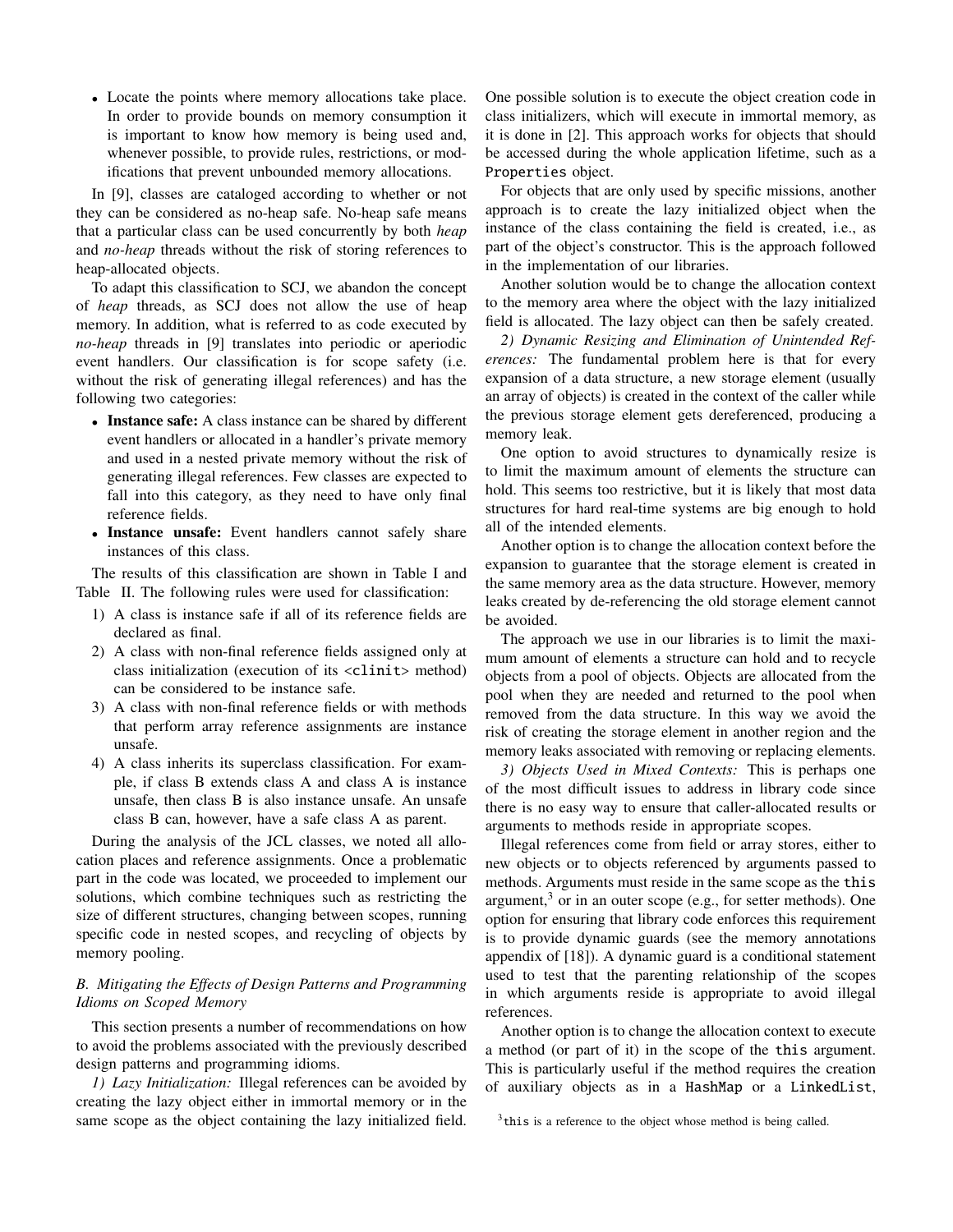- Locate the points where memory allocations take place. In order to provide bounds on memory consumption it is important to know how memory is being used and, whenever possible, to provide rules, restrictions, or modifications that prevent unbounded memory allocations.

In [9], classes are cataloged according to whether or not they can be considered as no-heap safe. No-heap safe means that a particular class can be used concurrently by both *heap* and *no-heap* threads without the risk of storing references to heap-allocated objects.

To adapt this classification to SCJ, we abandon the concept of *heap* threads, as SCJ does not allow the use of heap memory. In addition, what is referred to as code executed by *no-heap* threads in [9] translates into periodic or aperiodic event handlers. Our classification is for scope safety (i.e. without the risk of generating illegal references) and has the following two categories:

- **Instance safe:** A class instance can be shared by different event handlers or allocated in a handler's private memory and used in a nested private memory without the risk of generating illegal references. Few classes are expected to fall into this category, as they need to have only final reference fields.
- **Instance unsafe:** Event handlers cannot safely share instances of this class.

The results of this classification are shown in Table I and Table II. The following rules were used for classification:

1) A class is instance safe if all of its reference fields are declared as final.
2) A class with non-final reference fields assigned only at class initialization (execution of its `<clinit>` method) can be considered to be instance safe.
3) A class with non-final reference fields or with methods that perform array reference assignments are instance unsafe.
4) A class inherits its superclass classification. For example, if class B extends class A and class A is instance unsafe, then class B is also instance unsafe. An unsafe class B can, however, have a safe class A as parent.

During the analysis of the JCL classes, we noted all allocation places and reference assignments. Once a problematic part in the code was located, we proceeded to implement our solutions, which combine techniques such as restricting the size of different structures, changing between scopes, running specific code in nested scopes, and recycling of objects by memory pooling.

### B. Mitigating the Effects of Design Patterns and Programming Idioms on Scoped Memory

This section presents a number of recommendations on how to avoid the problems associated with the previously described design patterns and programming idioms.

*1) Lazy Initialization:* Illegal references can be avoided by creating the lazy object either in immortal memory or in the same scope as the object containing the lazy initialized field. One possible solution is to execute the object creation code in class initializers, which will execute in immortal memory, as it is done in [2]. This approach works for objects that should be accessed during the whole application lifetime, such as a `Properties` object.

For objects that are only used by specific missions, another approach is to create the lazy initialized object when the instance of the class containing the field is created, i.e., as part of the object's constructor. This is the approach followed in the implementation of our libraries.

Another solution would be to change the allocation context to the memory area where the object with the lazy initialized field is allocated. The lazy object can then be safely created.

*2) Dynamic Resizing and Elimination of Unintended References:* The fundamental problem here is that for every expansion of a data structure, a new storage element (usually an array of objects) is created in the context of the caller while the previous storage element gets dereferenced, producing a memory leak.

One option to avoid structures to dynamically resize is to limit the maximum amount of elements the structure can hold. This seems too restrictive, but it is likely that most data structures for hard real-time systems are big enough to hold all of the intended elements.

Another option is to change the allocation context before the expansion to guarantee that the storage element is created in the same memory area as the data structure. However, memory leaks created by de-referencing the old storage element cannot be avoided.

The approach we use in our libraries is to limit the maximum amount of elements a structure can hold and to recycle objects from a pool of objects. Objects are allocated from the pool when they are needed and returned to the pool when removed from the data structure. In this way we avoid the risk of creating the storage element in another region and the memory leaks associated with removing or replacing elements.

*3) Objects Used in Mixed Contexts:* This is perhaps one of the most difficult issues to address in library code since there is no easy way to ensure that caller-allocated results or arguments to methods reside in appropriate scopes.

Illegal references come from field or array stores, either to new objects or to objects referenced by arguments passed to methods. Arguments must reside in the same scope as the `this` argument,[3] or in an outer scope (e.g., for setter methods). One option for ensuring that library code enforces this requirement is to provide dynamic guards (see the memory annotations appendix of [18]). A dynamic guard is a conditional statement used to test that the parenting relationship of the scopes in which arguments reside is appropriate to avoid illegal references.

Another option is to change the allocation context to execute a method (or part of it) in the scope of the `this` argument. This is particularly useful if the method requires the creation of auxiliary objects as in a `HashMap` or a `LinkedList`,

[3] `this` is a reference to the object whose method is being called.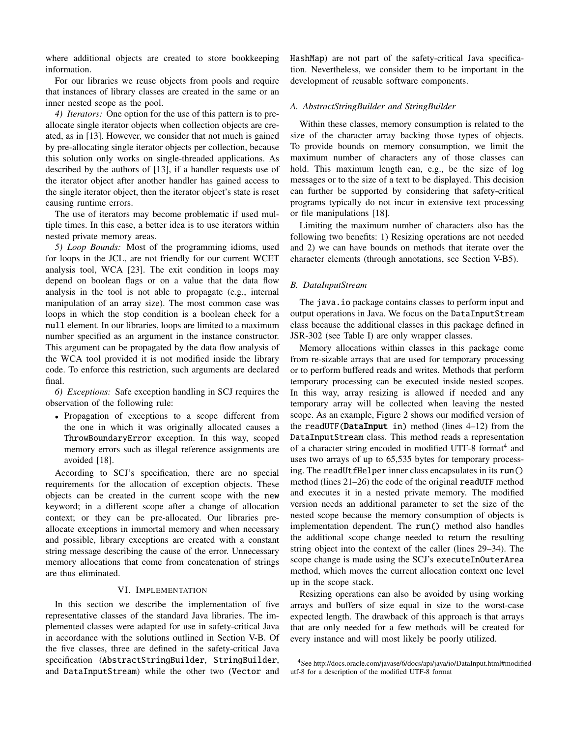where additional objects are created to store bookkeeping information.

For our libraries we reuse objects from pools and require that instances of library classes are created in the same or an inner nested scope as the pool.

*4) Iterators:* One option for the use of this pattern is to pre-allocate single iterator objects when collection objects are created, as in [13]. However, we consider that not much is gained by pre-allocating single iterator objects per collection, because this solution only works on single-threaded applications. As described by the authors of [13], if a handler requests use of the iterator object after another handler has gained access to the single iterator object, then the iterator object's state is reset causing runtime errors.

The use of iterators may become problematic if used multiple times. In this case, a better idea is to use iterators within nested private memory areas.

*5) Loop Bounds:* Most of the programming idioms, used for loops in the JCL, are not friendly for our current WCET analysis tool, WCA [23]. The exit condition in loops may depend on boolean flags or on a value that the data flow analysis in the tool is not able to propagate (e.g., internal manipulation of an array size). The most common case was loops in which the stop condition is a boolean check for a `null` element. In our libraries, loops are limited to a maximum number specified as an argument in the instance constructor. This argument can be propagated by the data flow analysis of the WCA tool provided it is not modified inside the library code. To enforce this restriction, such arguments are declared final.

*6) Exceptions:* Safe exception handling in SCJ requires the observation of the following rule:

- Propagation of exceptions to a scope different from the one in which it was originally allocated causes a `ThrowBoundaryError` exception. In this way, scoped memory errors such as illegal reference assignments are avoided [18].

According to SCJ's specification, there are no special requirements for the allocation of exception objects. These objects can be created in the current scope with the `new` keyword; in a different scope after a change of allocation context; or they can be pre-allocated. Our libraries pre-allocate exceptions in immortal memory and when necessary and possible, library exceptions are created with a constant string message describing the cause of the error. Unnecessary memory allocations that come from concatenation of strings are thus eliminated.

## VI. Implementation

In this section we describe the implementation of five representative classes of the standard Java libraries. The implemented classes were adapted for use in safety-critical Java in accordance with the solutions outlined in Section V-B. Of the five classes, three are defined in the safety-critical Java specification (`AbstractStringBuilder`, `StringBuilder`, and `DataInputStream`) while the other two (`Vector` and `HashMap`) are not part of the safety-critical Java specification. Nevertheless, we consider them to be important in the development of reusable software components.

### A. AbstractStringBuilder and StringBuilder

Within these classes, memory consumption is related to the size of the character array backing those types of objects. To provide bounds on memory consumption, we limit the maximum number of characters any of those classes can hold. This maximum length can, e.g., be the size of log messages or to the size of a text to be displayed. This decision can further be supported by considering that safety-critical programs typically do not incur in extensive text processing or file manipulations [18].

Limiting the maximum number of characters also has the following two benefits: 1) Resizing operations are not needed and 2) we can have bounds on methods that iterate over the character elements (through annotations, see Section V-B5).

### B. DataInputStream

The `java.io` package contains classes to perform input and output operations in Java. We focus on the `DataInputStream` class because the additional classes in this package defined in JSR-302 (see Table I) are only wrapper classes.

Memory allocations within classes in this package come from re-sizable arrays that are used for temporary processing or to perform buffered reads and writes. Methods that perform temporary processing can be executed inside nested scopes. In this way, array resizing is allowed if needed and any temporary array will be collected when leaving the nested scope. As an example, Figure 2 shows our modified version of the `readUTF(DataInput in)` method (lines 4–12) from the `DataInputStream` class. This method reads a representation of a character string encoded in modified UTF-8 format[4] and uses two arrays of up to 65,535 bytes for temporary processing. The `readUtfHelper` inner class encapsulates in its `run()` method (lines 21–26) the code of the original `readUTF` method and executes it in a nested private memory. The modified version needs an additional parameter to set the size of the nested scope because the memory consumption of objects is implementation dependent. The `run()` method also handles the additional scope change needed to return the resulting string object into the context of the caller (lines 29–34). The scope change is made using the SCJ's `executeInOuterArea` method, which moves the current allocation context one level up in the scope stack.

Resizing operations can also be avoided by using working arrays and buffers of size equal in size to the worst-case expected length. The drawback of this approach is that arrays that are only needed for a few methods will be created for every instance and will most likely be poorly utilized.

[4]See http://docs.oracle.com/javase/6/docs/api/java/io/DataInput.html#modified-utf-8 for a description of the modified UTF-8 format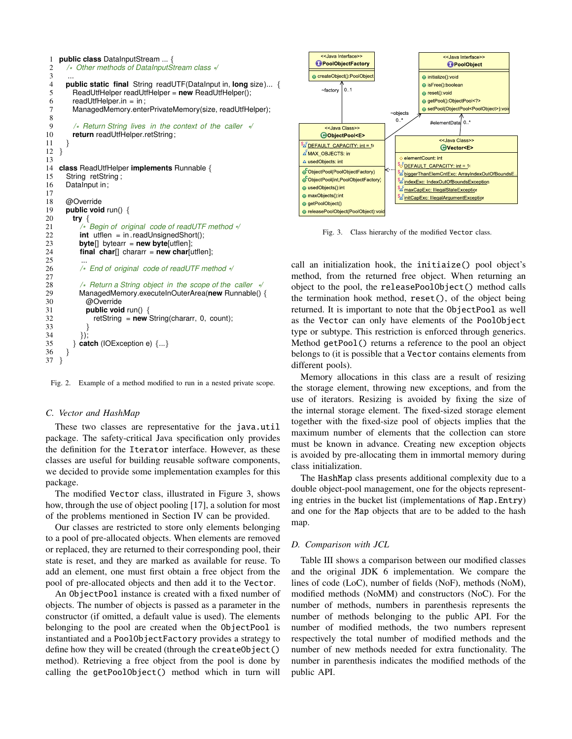```java
1  public class DataInputStream ... {
2    /* Other methods of DataInputStream class */
3    ...
4    public static final String readUTF(DataInput in, long size)... {
5      ReadUtfHelper readUtfHelper = new ReadUtfHelper();
6      readUtfHelper.in = in;
7      ManagedMemory.enterPrivateMemory(size, readUtfHelper);
8
9      /* Return String lives in the context of the caller */
10     return readUtfHelper.retString;
11   }
12 }
13
14 class ReadUtfHelper implements Runnable {
15   String retString;
16   DataInput in;
17
18   @Override
19   public void run() {
20     try {
21       /* Begin of original code of readUTF method */
22       int utflen = in.readUnsignedShort();
23       byte[] bytearr = new byte[utflen];
24       final char[] chararr = new char[utflen];
25       ...
26       /* End of original code of readUTF method */
27
28       /* Return a String object in the scope of the caller */
29       ManagedMemory.executeInOuterArea(new Runnable() {
30         @Override
31         public void run() {
32           retString = new String(chararr, 0, count);
33         }
34       });
35     } catch (IOException e) {...}
36   }
37 }
```

Fig. 2. Example of a method modified to run in a nested private scope.

### C. Vector and HashMap

These two classes are representative for the `java.util` package. The safety-critical Java specification only provides the definition for the `Iterator` interface. However, as these classes are useful for building reusable software components, we decided to provide some implementation examples for this package.

The modified `Vector` class, illustrated in Figure 3, shows how, through the use of object pooling [17], a solution for most of the problems mentioned in Section IV can be provided.

Our classes are restricted to store only elements belonging to a pool of pre-allocated objects. When elements are removed or replaced, they are returned to their corresponding pool, their state is reset, and they are marked as available for reuse. To add an element, one must first obtain a free object from the pool of pre-allocated objects and then add it to the `Vector`.

An `ObjectPool` instance is created with a fixed number of objects. The number of objects is passed as a parameter in the constructor (if omitted, a default value is used). The elements belonging to the pool are created when the `ObjectPool` is instantiated and a `PoolObjectFactory` provides a strategy to define how they will be created (through the `createObject()` method). Retrieving a free object from the pool is done by calling the `getPoolObject()` method which in turn will

Fig. 3. Class hierarchy of the modified `Vector` class.

call an initialization hook, the `initiaize()` pool object's method, from the returned free object. When returning an object to the pool, the `releasePoolObject()` method calls the termination hook method, `reset()`, of the object being returned. It is important to note that the `ObjectPool` as well as the `Vector` can only have elements of the `PoolObject` type or subtype. This restriction is enforced through generics. Method `getPool()` returns a reference to the pool an object belongs to (it is possible that a `Vector` contains elements from different pools).

Memory allocations in this class are a result of resizing the storage element, throwing new exceptions, and from the use of iterators. Resizing is avoided by fixing the size of the internal storage element. The fixed-sized storage element together with the fixed-size pool of objects implies that the maximum number of elements that the collection can store must be known in advance. Creating new exception objects is avoided by pre-allocating them in immortal memory during class initialization.

The `HashMap` class presents additional complexity due to a double object-pool management, one for the objects representing entries in the bucket list (implementations of `Map.Entry`) and one for the `Map` objects that are to be added to the hash map.

### D. Comparison with JCL

Table III shows a comparison between our modified classes and the original JDK 6 implementation. We compare the lines of code (LoC), number of fields (NoF), methods (NoM), modified methods (NoMM) and constructors (NoC). For the number of methods, numbers in parenthesis represents the number of methods belonging to the public API. For the number of modified methods, the two numbers represent respectively the total number of modified methods and the number of new methods needed for extra functionality. The number in parenthesis indicates the modified methods of the public API.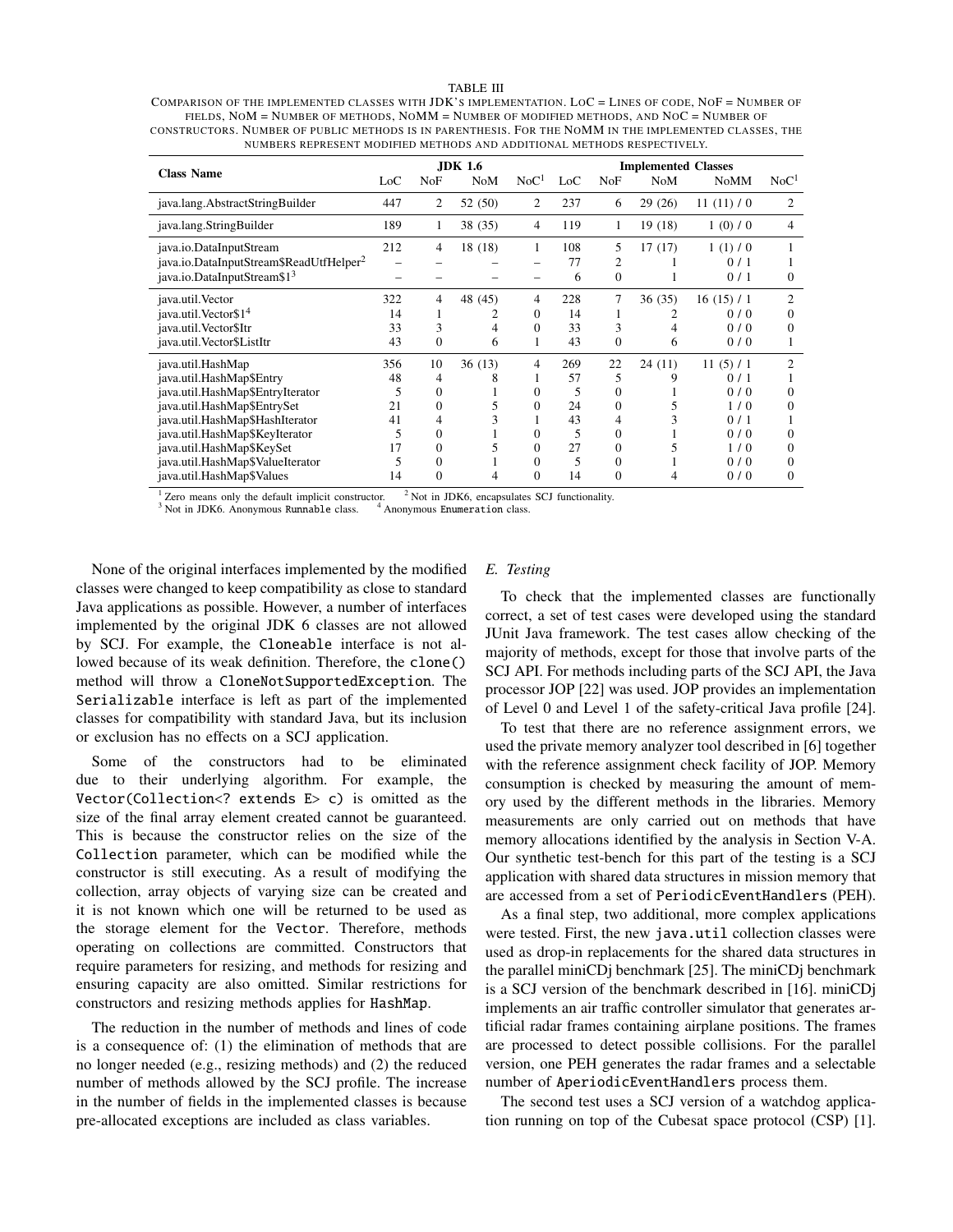TABLE III

COMPARISON OF THE IMPLEMENTED CLASSES WITH JDK'S IMPLEMENTATION. LOC = LINES OF CODE, NOF = NUMBER OF FIELDS, NOM = NUMBER OF METHODS, NOMM = NUMBER OF MODIFIED METHODS, AND NOC = NUMBER OF CONSTRUCTORS. NUMBER OF PUBLIC METHODS IS IN PARENTHESIS. FOR THE NOMM IN THE IMPLEMENTED CLASSES, THE NUMBERS REPRESENT MODIFIED METHODS AND ADDITIONAL METHODS RESPECTIVELY.

| Class Name | JDK 1.6 | | | | Implemented Classes | | | | |
|---|---|---|---|---|---|---|---|---|---|
| | LoC | NoF | NoM | NoC[1] | LoC | NoF | NoM | NoMM | NoC[1] |
| java.lang.AbstractStringBuilder | 447 | 2 | 52 (50) | 2 | 237 | 6 | 29 (26) | 11 (11) / 0 | 2 |
| java.lang.StringBuilder | 189 | 1 | 38 (35) | 4 | 119 | 1 | 19 (18) | 1 (0) / 0 | 4 |
| java.io.DataInputStream | 212 | 4 | 18 (18) | 1 | 108 | 5 | 17 (17) | 1 (1) / 0 | 1 |
| java.io.DataInputStream$ReadUtfHelper[2] | – | – | – | – | 77 | 2 | 1 | 0 / 1 | 1 |
| java.io.DataInputStream$1[3] | – | – | – | – | 6 | 0 | 1 | 0 / 1 | 0 |
| java.util.Vector | 322 | 4 | 48 (45) | 4 | 228 | 7 | 36 (35) | 16 (15) / 1 | 2 |
| java.util.Vector$1[4] | 14 | 1 | 2 | 0 | 14 | 1 | 2 | 0 / 0 | 0 |
| java.util.Vector$Itr | 33 | 3 | 4 | 0 | 33 | 3 | 4 | 0 / 0 | 0 |
| java.util.Vector$ListItr | 43 | 0 | 6 | 1 | 43 | 0 | 6 | 0 / 0 | 1 |
| java.util.HashMap | 356 | 10 | 36 (13) | 4 | 269 | 22 | 24 (11) | 11 (5) / 1 | 2 |
| java.util.HashMap$Entry | 48 | 4 | 8 | 1 | 57 | 5 | 9 | 0 / 1 | 1 |
| java.util.HashMap$EntryIterator | 5 | 0 | 1 | 0 | 5 | 0 | 1 | 0 / 0 | 0 |
| java.util.HashMap$EntrySet | 21 | 0 | 5 | 0 | 24 | 0 | 5 | 1 / 0 | 0 |
| java.util.HashMap$HashIterator | 41 | 4 | 3 | 1 | 43 | 4 | 3 | 0 / 1 | 1 |
| java.util.HashMap$KeyIterator | 5 | 0 | 1 | 0 | 5 | 0 | 1 | 0 / 0 | 0 |
| java.util.HashMap$KeySet | 17 | 0 | 5 | 0 | 27 | 0 | 5 | 1 / 0 | 0 |
| java.util.HashMap$ValueIterator | 5 | 0 | 1 | 0 | 5 | 0 | 1 | 0 / 0 | 0 |
| java.util.HashMap$Values | 14 | 0 | 4 | 0 | 14 | 0 | 4 | 0 / 0 | 0 |

[1] Zero means only the default implicit constructor. [2] Not in JDK6, encapsulates SCJ functionality.
[3] Not in JDK6. Anonymous Runnable class. [4] Anonymous Enumeration class.

None of the original interfaces implemented by the modified classes were changed to keep compatibility as close to standard Java applications as possible. However, a number of interfaces implemented by the original JDK 6 classes are not allowed by SCJ. For example, the Cloneable interface is not allowed because of its weak definition. Therefore, the clone() method will throw a CloneNotSupportedException. The Serializable interface is left as part of the implemented classes for compatibility with standard Java, but its inclusion or exclusion has no effects on a SCJ application.

Some of the constructors had to be eliminated due to their underlying algorithm. For example, the Vector(Collection<? extends E> c) is omitted as the size of the final array element created cannot be guaranteed. This is because the constructor relies on the size of the Collection parameter, which can be modified while the constructor is still executing. As a result of modifying the collection, array objects of varying size can be created and it is not known which one will be returned to be used as the storage element for the Vector. Therefore, methods operating on collections are committed. Constructors that require parameters for resizing, and methods for resizing and ensuring capacity are also omitted. Similar restrictions for constructors and resizing methods applies for HashMap.

The reduction in the number of methods and lines of code is a consequence of: (1) the elimination of methods that are no longer needed (e.g., resizing methods) and (2) the reduced number of methods allowed by the SCJ profile. The increase in the number of fields in the implemented classes is because pre-allocated exceptions are included as class variables.

### *E. Testing*

To check that the implemented classes are functionally correct, a set of test cases were developed using the standard JUnit Java framework. The test cases allow checking of the majority of methods, except for those that involve parts of the SCJ API. For methods including parts of the SCJ API, the Java processor JOP [22] was used. JOP provides an implementation of Level 0 and Level 1 of the safety-critical Java profile [24].

To test that there are no reference assignment errors, we used the private memory analyzer tool described in [6] together with the reference assignment check facility of JOP. Memory consumption is checked by measuring the amount of memory used by the different methods in the libraries. Memory measurements are only carried out on methods that have memory allocations identified by the analysis in Section V-A. Our synthetic test-bench for this part of the testing is a SCJ application with shared data structures in mission memory that are accessed from a set of PeriodicEventHandlers (PEH).

As a final step, two additional, more complex applications were tested. First, the new java.util collection classes were used as drop-in replacements for the shared data structures in the parallel miniCDj benchmark [25]. The miniCDj benchmark is a SCJ version of the benchmark described in [16]. miniCDj implements an air traffic controller simulator that generates artificial radar frames containing airplane positions. The frames are processed to detect possible collisions. For the parallel version, one PEH generates the radar frames and a selectable number of AperiodicEventHandlers process them.

The second test uses a SCJ version of a watchdog application running on top of the Cubesat space protocol (CSP) [1].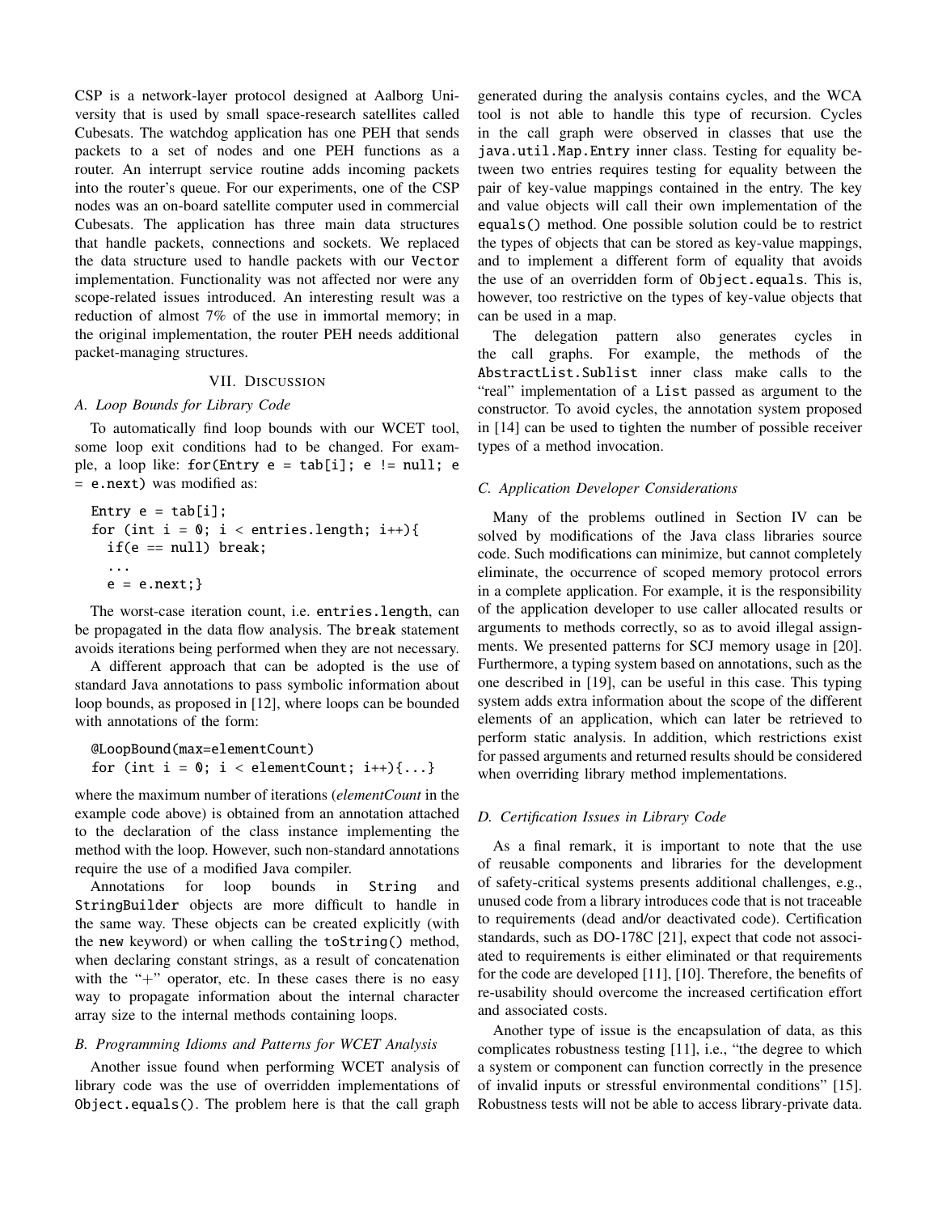CSP is a network-layer protocol designed at Aalborg University that is used by small space-research satellites called Cubesats. The watchdog application has one PEH that sends packets to a set of nodes and one PEH functions as a router. An interrupt service routine adds incoming packets into the router's queue. For our experiments, one of the CSP nodes was an on-board satellite computer used in commercial Cubesats. The application has three main data structures that handle packets, connections and sockets. We replaced the data structure used to handle packets with our `Vector` implementation. Functionality was not affected nor were any scope-related issues introduced. An interesting result was a reduction of almost 7% of the use in immortal memory; in the original implementation, the router PEH needs additional packet-managing structures.

## VII. Discussion

### A. Loop Bounds for Library Code

To automatically find loop bounds with our WCET tool, some loop exit conditions had to be changed. For example, a loop like: `for(Entry e = tab[i]; e != null; e = e.next)` was modified as:

```
Entry e = tab[i];
for (int i = 0; i < entries.length; i++){
  if(e == null) break;
  ...
  e = e.next;}
```

The worst-case iteration count, i.e. `entries.length`, can be propagated in the data flow analysis. The `break` statement avoids iterations being performed when they are not necessary.

A different approach that can be adopted is the use of standard Java annotations to pass symbolic information about loop bounds, as proposed in [12], where loops can be bounded with annotations of the form:

```
@LoopBound(max=elementCount)
for (int i = 0; i < elementCount; i++){...}
```

where the maximum number of iterations (*elementCount* in the example code above) is obtained from an annotation attached to the declaration of the class instance implementing the method with the loop. However, such non-standard annotations require the use of a modified Java compiler.

Annotations for loop bounds in `String` and `StringBuilder` objects are more difficult to handle in the same way. These objects can be created explicitly (with the `new` keyword) or when calling the `toString()` method, when declaring constant strings, as a result of concatenation with the "+" operator, etc. In these cases there is no easy way to propagate information about the internal character array size to the internal methods containing loops.

### B. Programming Idioms and Patterns for WCET Analysis

Another issue found when performing WCET analysis of library code was the use of overridden implementations of `Object.equals()`. The problem here is that the call graph generated during the analysis contains cycles, and the WCA tool is not able to handle this type of recursion. Cycles in the call graph were observed in classes that use the `java.util.Map.Entry` inner class. Testing for equality between two entries requires testing for equality between the pair of key-value mappings contained in the entry. The key and value objects will call their own implementation of the `equals()` method. One possible solution could be to restrict the types of objects that can be stored as key-value mappings, and to implement a different form of equality that avoids the use of an overridden form of `Object.equals`. This is, however, too restrictive on the types of key-value objects that can be used in a map.

The delegation pattern also generates cycles in the call graphs. For example, the methods of the `AbstractList.Sublist` inner class make calls to the "real" implementation of a `List` passed as argument to the constructor. To avoid cycles, the annotation system proposed in [14] can be used to tighten the number of possible receiver types of a method invocation.

### C. Application Developer Considerations

Many of the problems outlined in Section IV can be solved by modifications of the Java class libraries source code. Such modifications can minimize, but cannot completely eliminate, the occurrence of scoped memory protocol errors in a complete application. For example, it is the responsibility of the application developer to use caller allocated results or arguments to methods correctly, so as to avoid illegal assignments. We presented patterns for SCJ memory usage in [20]. Furthermore, a typing system based on annotations, such as the one described in [19], can be useful in this case. This typing system adds extra information about the scope of the different elements of an application, which can later be retrieved to perform static analysis. In addition, which restrictions exist for passed arguments and returned results should be considered when overriding library method implementations.

### D. Certification Issues in Library Code

As a final remark, it is important to note that the use of reusable components and libraries for the development of safety-critical systems presents additional challenges, e.g., unused code from a library introduces code that is not traceable to requirements (dead and/or deactivated code). Certification standards, such as DO-178C [21], expect that code not associated to requirements is either eliminated or that requirements for the code are developed [11], [10]. Therefore, the benefits of re-usability should overcome the increased certification effort and associated costs.

Another type of issue is the encapsulation of data, as this complicates robustness testing [11], i.e., "the degree to which a system or component can function correctly in the presence of invalid inputs or stressful environmental conditions" [15]. Robustness tests will not be able to access library-private data.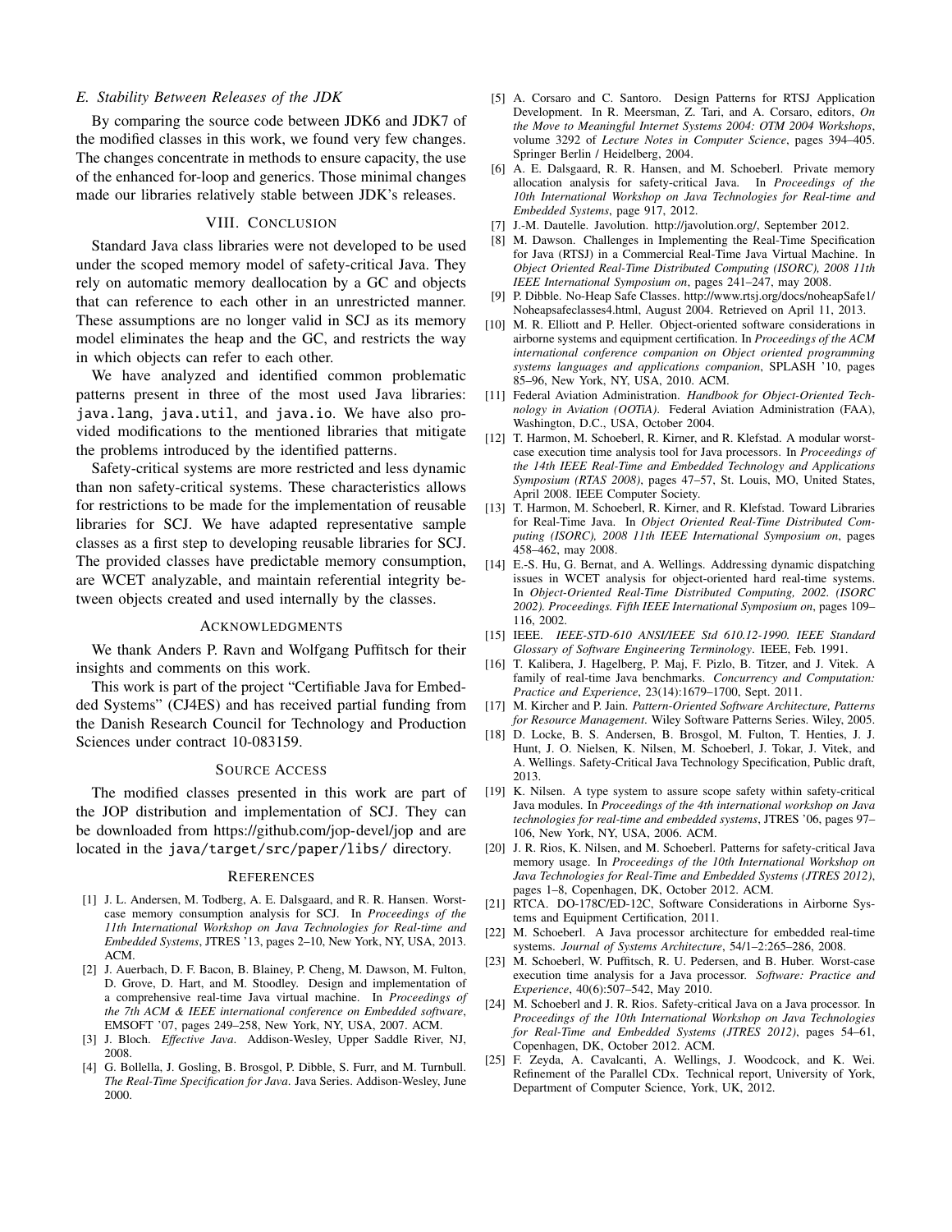### E. Stability Between Releases of the JDK

By comparing the source code between JDK6 and JDK7 of the modified classes in this work, we found very few changes. The changes concentrate in methods to ensure capacity, the use of the enhanced for-loop and generics. Those minimal changes made our libraries relatively stable between JDK's releases.

## VIII. Conclusion

Standard Java class libraries were not developed to be used under the scoped memory model of safety-critical Java. They rely on automatic memory deallocation by a GC and objects that can reference to each other in an unrestricted manner. These assumptions are no longer valid in SCJ as its memory model eliminates the heap and the GC, and restricts the way in which objects can refer to each other.

We have analyzed and identified common problematic patterns present in three of the most used Java libraries: `java.lang`, `java.util`, and `java.io`. We have also provided modifications to the mentioned libraries that mitigate the problems introduced by the identified patterns.

Safety-critical systems are more restricted and less dynamic than non safety-critical systems. These characteristics allows for restrictions to be made for the implementation of reusable libraries for SCJ. We have adapted representative sample classes as a first step to developing reusable libraries for SCJ. The provided classes have predictable memory consumption, are WCET analyzable, and maintain referential integrity between objects created and used internally by the classes.

## Acknowledgments

We thank Anders P. Ravn and Wolfgang Puffitsch for their insights and comments on this work.

This work is part of the project "Certifiable Java for Embedded Systems" (CJ4ES) and has received partial funding from the Danish Research Council for Technology and Production Sciences under contract 10-083159.

## Source Access

The modified classes presented in this work are part of the JOP distribution and implementation of SCJ. They can be downloaded from https://github.com/jop-devel/jop and are located in the `java/target/src/paper/libs/` directory.

## References

[1] J. L. Andersen, M. Todberg, A. E. Dalsgaard, and R. R. Hansen. Worst-case memory consumption analysis for SCJ. In *Proceedings of the 11th International Workshop on Java Technologies for Real-time and Embedded Systems*, JTRES '13, pages 2–10, New York, NY, USA, 2013. ACM.

[2] J. Auerbach, D. F. Bacon, B. Blainey, P. Cheng, M. Dawson, M. Fulton, D. Grove, D. Hart, and M. Stoodley. Design and implementation of a comprehensive real-time Java virtual machine. In *Proceedings of the 7th ACM & IEEE international conference on Embedded software*, EMSOFT '07, pages 249–258, New York, NY, USA, 2007. ACM.

[3] J. Bloch. *Effective Java*. Addison-Wesley, Upper Saddle River, NJ, 2008.

[4] G. Bollella, J. Gosling, B. Brosgol, P. Dibble, S. Furr, and M. Turnbull. *The Real-Time Specification for Java*. Java Series. Addison-Wesley, June 2000.

[5] A. Corsaro and C. Santoro. Design Patterns for RTSJ Application Development. In R. Meersman, Z. Tari, and A. Corsaro, editors, *On the Move to Meaningful Internet Systems 2004: OTM 2004 Workshops*, volume 3292 of *Lecture Notes in Computer Science*, pages 394–405. Springer Berlin / Heidelberg, 2004.

[6] A. E. Dalsgaard, R. R. Hansen, and M. Schoeberl. Private memory allocation analysis for safety-critical Java. In *Proceedings of the 10th International Workshop on Java Technologies for Real-time and Embedded Systems*, page 917, 2012.

[7] J.-M. Dautelle. Javolution. http://javolution.org/, September 2012.

[8] M. Dawson. Challenges in Implementing the Real-Time Specification for Java (RTSJ) in a Commercial Real-Time Java Virtual Machine. In *Object Oriented Real-Time Distributed Computing (ISORC), 2008 11th IEEE International Symposium on*, pages 241–247, may 2008.

[9] P. Dibble. No-Heap Safe Classes. http://www.rtsj.org/docs/noheapSafe1/Noheapsafeclasses4.html, August 2004. Retrieved on April 11, 2013.

[10] M. R. Elliott and P. Heller. Object-oriented software considerations in airborne systems and equipment certification. In *Proceedings of the ACM international conference companion on Object oriented programming systems languages and applications companion*, SPLASH '10, pages 85–96, New York, NY, USA, 2010. ACM.

[11] Federal Aviation Administration. *Handbook for Object-Oriented Technology in Aviation (OOTiA)*. Federal Aviation Administration (FAA), Washington, D.C., USA, October 2004.

[12] T. Harmon, M. Schoeberl, R. Kirner, and R. Klefstad. A modular worst-case execution time analysis tool for Java processors. In *Proceedings of the 14th IEEE Real-Time and Embedded Technology and Applications Symposium (RTAS 2008)*, pages 47–57, St. Louis, MO, United States, April 2008. IEEE Computer Society.

[13] T. Harmon, M. Schoeberl, R. Kirner, and R. Klefstad. Toward Libraries for Real-Time Java. In *Object Oriented Real-Time Distributed Computing (ISORC), 2008 11th IEEE International Symposium on*, pages 458–462, may 2008.

[14] E.-S. Hu, G. Bernat, and A. Wellings. Addressing dynamic dispatching issues in WCET analysis for object-oriented hard real-time systems. In *Object-Oriented Real-Time Distributed Computing, 2002. (ISORC 2002). Proceedings. Fifth IEEE International Symposium on*, pages 109–116, 2002.

[15] IEEE. *IEEE-STD-610 ANSI/IEEE Std 610.12-1990. IEEE Standard Glossary of Software Engineering Terminology*. IEEE, Feb. 1991.

[16] T. Kalibera, J. Hagelberg, P. Maj, F. Pizlo, B. Titzer, and J. Vitek. A family of real-time Java benchmarks. *Concurrency and Computation: Practice and Experience*, 23(14):1679–1700, Sept. 2011.

[17] M. Kircher and P. Jain. *Pattern-Oriented Software Architecture, Patterns for Resource Management*. Wiley Software Patterns Series. Wiley, 2005.

[18] D. Locke, B. S. Andersen, B. Brosgol, M. Fulton, T. Henties, J. J. Hunt, J. O. Nielsen, K. Nilsen, M. Schoeberl, J. Tokar, J. Vitek, and A. Wellings. Safety-Critical Java Technology Specification, Public draft, 2013.

[19] K. Nilsen. A type system to assure scope safety within safety-critical Java modules. In *Proceedings of the 4th international workshop on Java technologies for real-time and embedded systems*, JTRES '06, pages 97–106, New York, NY, USA, 2006. ACM.

[20] J. R. Rios, K. Nilsen, and M. Schoeberl. Patterns for safety-critical Java memory usage. In *Proceedings of the 10th International Workshop on Java Technologies for Real-Time and Embedded Systems (JTRES 2012)*, pages 1–8, Copenhagen, DK, October 2012. ACM.

[21] RTCA. DO-178C/ED-12C, Software Considerations in Airborne Systems and Equipment Certification, 2011.

[22] M. Schoeberl. A Java processor architecture for embedded real-time systems. *Journal of Systems Architecture*, 54/1–2:265–286, 2008.

[23] M. Schoeberl, W. Puffitsch, R. U. Pedersen, and B. Huber. Worst-case execution time analysis for a Java processor. *Software: Practice and Experience*, 40(6):507–542, May 2010.

[24] M. Schoeberl and J. R. Rios. Safety-critical Java on a Java processor. In *Proceedings of the 10th International Workshop on Java Technologies for Real-Time and Embedded Systems (JTRES 2012)*, pages 54–61, Copenhagen, DK, October 2012. ACM.

[25] F. Zeyda, A. Cavalcanti, A. Wellings, J. Woodcock, and K. Wei. Refinement of the Parallel CDx. Technical report, University of York, Department of Computer Science, York, UK, 2012.